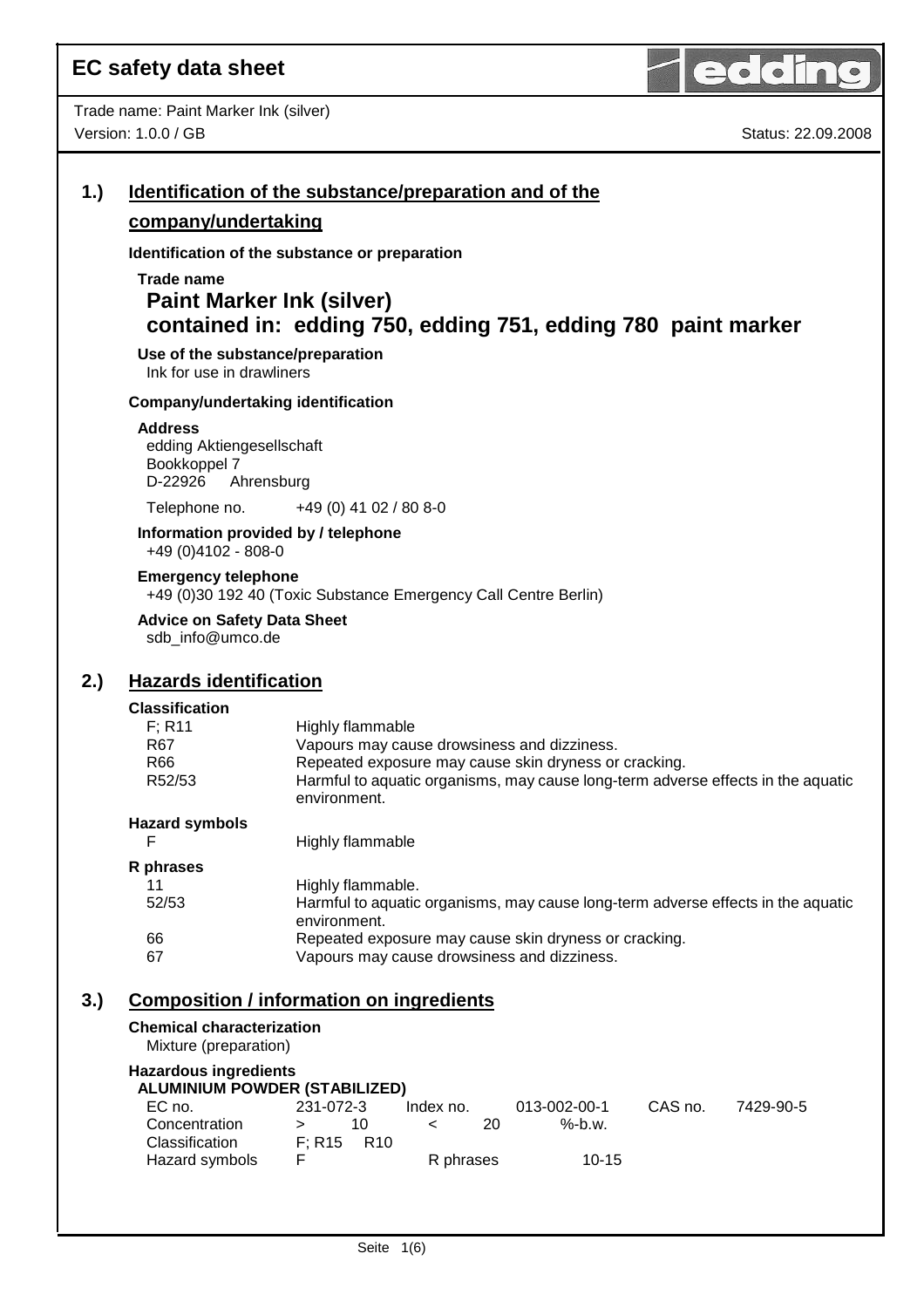# EC safety data sheet

Trade name: Paint Marker Ink (silver)
Version: 1.0.0 / GB

Status: 22.09.2008

## 1.) Identification of the substance/preparation and of the company/undertaking

**Identification of the substance or preparation**

**Trade name**

**Paint Marker Ink (silver)**
**contained in: edding 750, edding 751, edding 780 paint marker**

**Use of the substance/preparation**
Ink for use in drawliners

**Company/undertaking identification**

**Address**
edding Aktiengesellschaft
Bookkoppel 7
D-22926 Ahrensburg

Telephone no. +49 (0) 41 02 / 80 8-0

**Information provided by / telephone**
+49 (0)4102 - 808-0

**Emergency telephone**
+49 (0)30 192 40 (Toxic Substance Emergency Call Centre Berlin)

**Advice on Safety Data Sheet**
sdb_info@umco.de

## 2.) Hazards identification

**Classification**

| | |
|---|---|
| F; R11 | Highly flammable |
| R67 | Vapours may cause drowsiness and dizziness. |
| R66 | Repeated exposure may cause skin dryness or cracking. |
| R52/53 | Harmful to aquatic organisms, may cause long-term adverse effects in the aquatic environment. |

**Hazard symbols**

| | |
|---|---|
| F | Highly flammable |

**R phrases**

| | |
|---|---|
| 11 | Highly flammable. |
| 52/53 | Harmful to aquatic organisms, may cause long-term adverse effects in the aquatic environment. |
| 66 | Repeated exposure may cause skin dryness or cracking. |
| 67 | Vapours may cause drowsiness and dizziness. |

## 3.) Composition / information on ingredients

**Chemical characterization**
Mixture (preparation)

**Hazardous ingredients**

**ALUMINIUM POWDER (STABILIZED)**

| | | | | | |
|---|---|---|---|---|---|
| EC no. | 231-072-3 | Index no. | 013-002-00-1 | CAS no. | 7429-90-5 |
| Concentration | > 10 | < 20 | %-b.w. | | |
| Classification | F; R15 R10 | | | | |
| Hazard symbols | F | R phrases | 10-15 | | |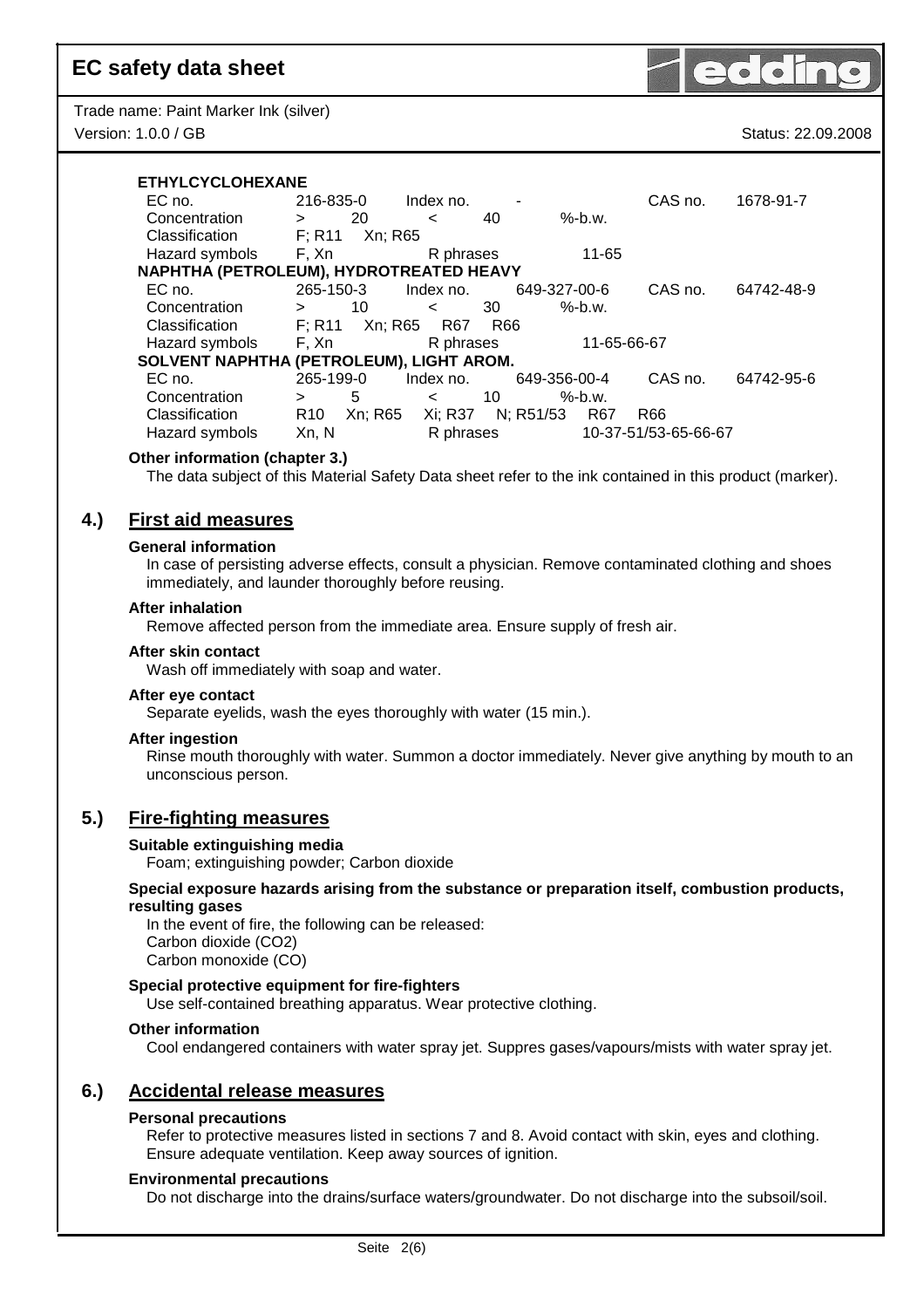**ETHYLCYCLOHEXANE**

| | | | | | |
|---|---|---|---|---|---|
| EC no. | 216-835-0 | Index no. | - | CAS no. | 1678-91-7 |
| Concentration | > 20 | < 40 | %-b.w. | | |
| Classification | F; R11 Xn; R65 | | | | |
| Hazard symbols | F, Xn | R phrases | 11-65 | | |

**NAPHTHA (PETROLEUM), HYDROTREATED HEAVY**

| | | | | | |
|---|---|---|---|---|---|
| EC no. | 265-150-3 | Index no. | 649-327-00-6 | CAS no. | 64742-48-9 |
| Concentration | > 10 | < 30 | %-b.w. | | |
| Classification | F; R11 Xn; R65 R67 R66 | | | | |
| Hazard symbols | F, Xn | R phrases | 11-65-66-67 | | |

**SOLVENT NAPHTHA (PETROLEUM), LIGHT AROM.**

| | | | | | |
|---|---|---|---|---|---|
| EC no. | 265-199-0 | Index no. | 649-356-00-4 | CAS no. | 64742-95-6 |
| Concentration | > 5 | < 10 | %-b.w. | | |
| Classification | R10 Xn; R65 Xi; R37 N; R51/53 R67 R66 | | | | |
| Hazard symbols | Xn, N | R phrases | 10-37-51/53-65-66-67 | | |

**Other information (chapter 3.)**

The data subject of this Material Safety Data sheet refer to the ink contained in this product (marker).

## 4.) First aid measures

**General information**

In case of persisting adverse effects, consult a physician. Remove contaminated clothing and shoes immediately, and launder thoroughly before reusing.

**After inhalation**

Remove affected person from the immediate area. Ensure supply of fresh air.

**After skin contact**

Wash off immediately with soap and water.

**After eye contact**

Separate eyelids, wash the eyes thoroughly with water (15 min.).

**After ingestion**

Rinse mouth thoroughly with water. Summon a doctor immediately. Never give anything by mouth to an unconscious person.

## 5.) Fire-fighting measures

**Suitable extinguishing media**

Foam; extinguishing powder; Carbon dioxide

**Special exposure hazards arising from the substance or preparation itself, combustion products, resulting gases**

In the event of fire, the following can be released:
Carbon dioxide ($CO_2$)
Carbon monoxide (CO)

**Special protective equipment for fire-fighters**

Use self-contained breathing apparatus. Wear protective clothing.

**Other information**

Cool endangered containers with water spray jet. Suppres gases/vapours/mists with water spray jet.

## 6.) Accidental release measures

**Personal precautions**

Refer to protective measures listed in sections 7 and 8. Avoid contact with skin, eyes and clothing. Ensure adequate ventilation. Keep away sources of ignition.

**Environmental precautions**

Do not discharge into the drains/surface waters/groundwater. Do not discharge into the subsoil/soil.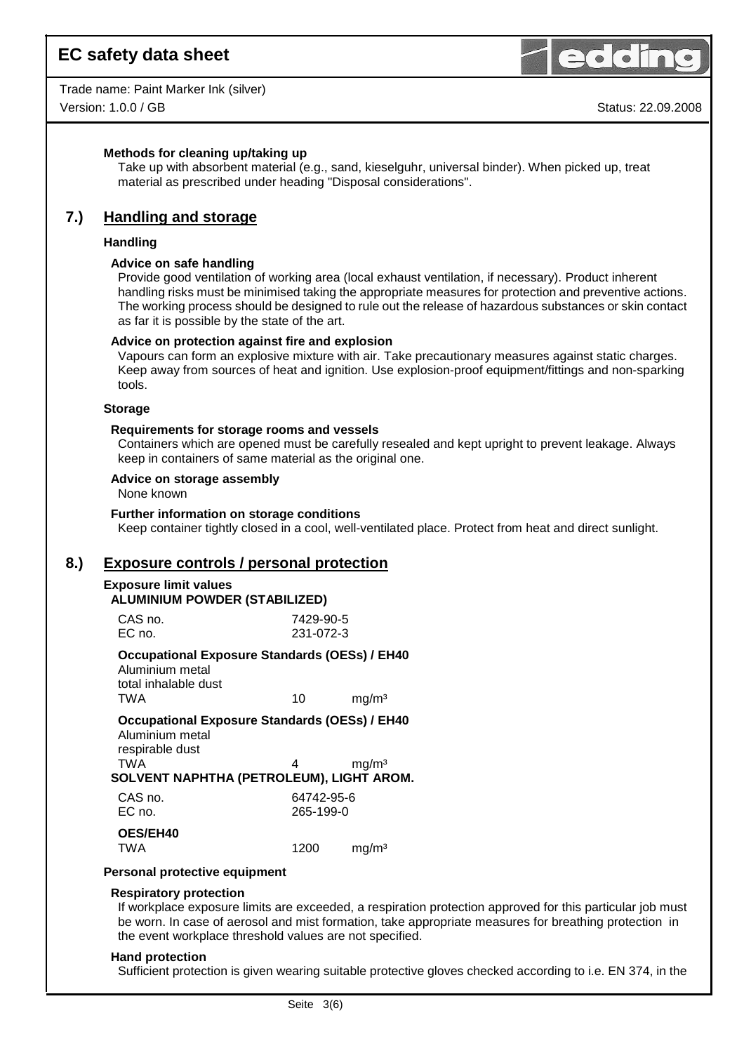#### Methods for cleaning up/taking up

Take up with absorbent material (e.g., sand, kieselguhr, universal binder). When picked up, treat material as prescribed under heading "Disposal considerations".

## 7.) Handling and storage

### Handling

#### Advice on safe handling

Provide good ventilation of working area (local exhaust ventilation, if necessary). Product inherent handling risks must be minimised taking the appropriate measures for protection and preventive actions. The working process should be designed to rule out the release of hazardous substances or skin contact as far it is possible by the state of the art.

#### Advice on protection against fire and explosion

Vapours can form an explosive mixture with air. Take precautionary measures against static charges. Keep away from sources of heat and ignition. Use explosion-proof equipment/fittings and non-sparking tools.

### Storage

#### Requirements for storage rooms and vessels

Containers which are opened must be carefully resealed and kept upright to prevent leakage. Always keep in containers of same material as the original one.

#### Advice on storage assembly

None known

#### Further information on storage conditions

Keep container tightly closed in a cool, well-ventilated place. Protect from heat and direct sunlight.

## 8.) Exposure controls / personal protection

### Exposure limit values

#### ALUMINIUM POWDER (STABILIZED)

| | | |
|---|---|---|
| CAS no. | 7429-90-5 | |
| EC no. | 231-072-3 | |

**Occupational Exposure Standards (OESs) / EH40**

| | | |
|---|---|---|
| Aluminium metal | | |
| total inhalable dust | | |
| TWA | 10 | mg/m³ |

**Occupational Exposure Standards (OESs) / EH40**

| | | |
|---|---|---|
| Aluminium metal | | |
| respirable dust | | |
| TWA | 4 | mg/m³ |

#### SOLVENT NAPHTHA (PETROLEUM), LIGHT AROM.

| | | |
|---|---|---|
| CAS no. | 64742-95-6 | |
| EC no. | 265-199-0 | |

**OES/EH40**

| | | |
|---|---|---|
| TWA | 1200 | mg/m³ |

### Personal protective equipment

#### Respiratory protection

If workplace exposure limits are exceeded, a respiration protection approved for this particular job must be worn. In case of aerosol and mist formation, take appropriate measures for breathing protection in the event workplace threshold values are not specified.

#### Hand protection

Sufficient protection is given wearing suitable protective gloves checked according to i.e. EN 374, in the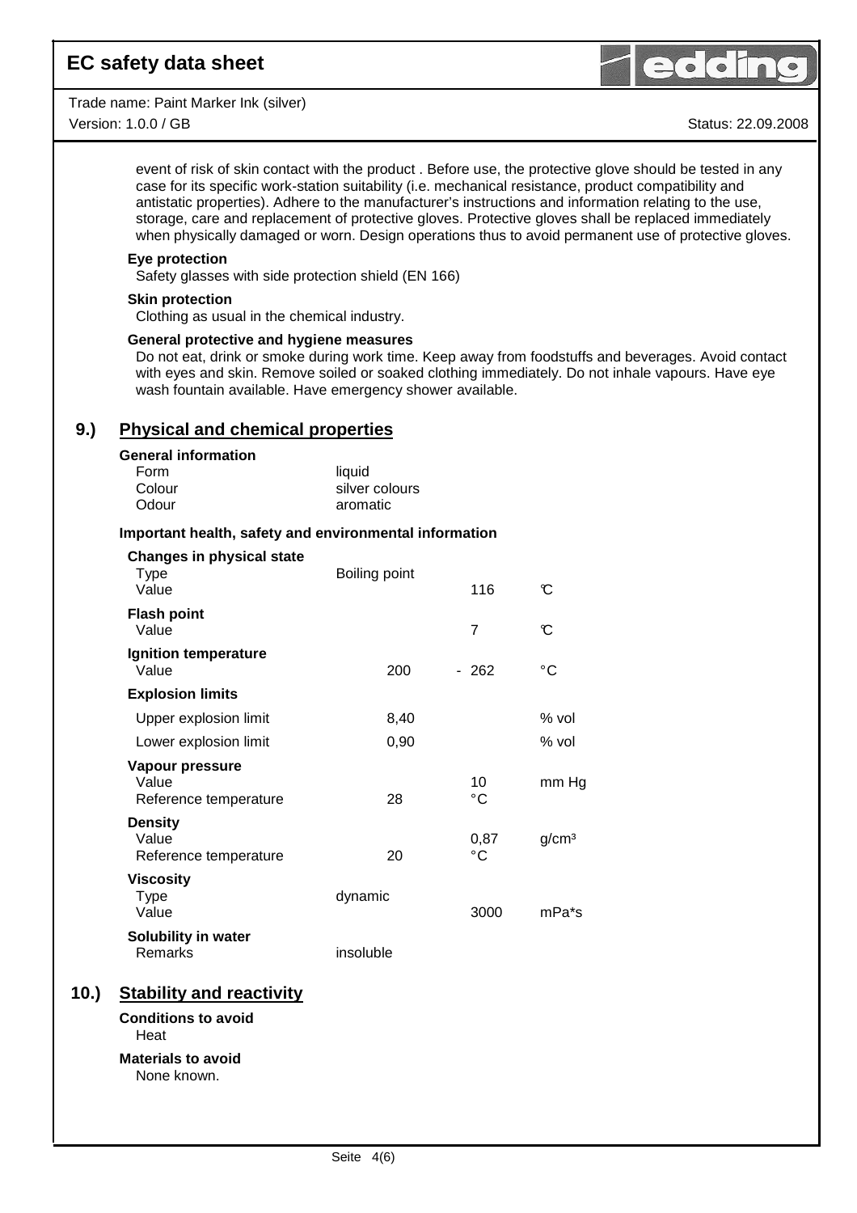event of risk of skin contact with the product . Before use, the protective glove should be tested in any case for its specific work-station suitability (i.e. mechanical resistance, product compatibility and antistatic properties). Adhere to the manufacturer's instructions and information relating to the use, storage, care and replacement of protective gloves. Protective gloves shall be replaced immediately when physically damaged or worn. Design operations thus to avoid permanent use of protective gloves.

**Eye protection**
Safety glasses with side protection shield (EN 166)

**Skin protection**
Clothing as usual in the chemical industry.

**General protective and hygiene measures**
Do not eat, drink or smoke during work time. Keep away from foodstuffs and beverages. Avoid contact with eyes and skin. Remove soiled or soaked clothing immediately. Do not inhale vapours. Have eye wash fountain available. Have emergency shower available.

## 9.) Physical and chemical properties

**General information**

| | |
|---|---|
| Form | liquid |
| Colour | silver colours |
| Odour | aromatic |

**Important health, safety and environmental information**

| | | | |
|---|---|---|---|
| **Changes in physical state** | | | |
| Type | Boiling point | | |
| Value | | 116 | °C |
| **Flash point** | | | |
| Value | | 7 | °C |
| **Ignition temperature** | | | |
| Value | 200 | - 262 | °C |
| **Explosion limits** | | | |
| Upper explosion limit | 8,40 | | % vol |
| Lower explosion limit | 0,90 | | % vol |
| **Vapour pressure** | | | |
| Value | | 10 | mm Hg |
| Reference temperature | 28 | °C | |
| **Density** | | | |
| Value | | 0,87 | g/cm³ |
| Reference temperature | 20 | °C | |
| **Viscosity** | | | |
| Type | dynamic | | |
| Value | | 3000 | mPa*s |
| **Solubility in water** | | | |
| Remarks | insoluble | | |

## 10.) Stability and reactivity

**Conditions to avoid**
Heat

**Materials to avoid**
None known.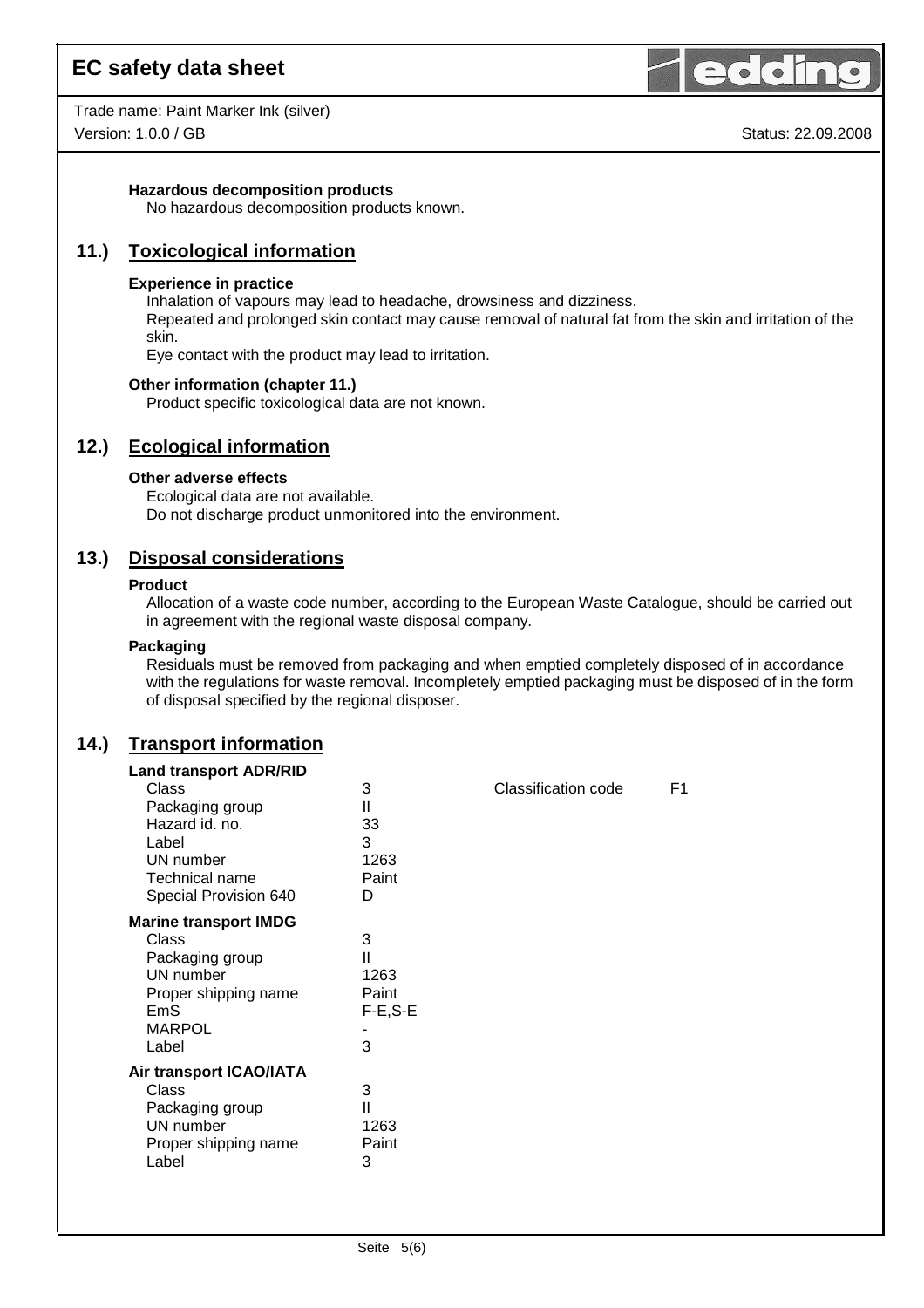**Hazardous decomposition products**

No hazardous decomposition products known.

## 11.) Toxicological information

**Experience in practice**

Inhalation of vapours may lead to headache, drowsiness and dizziness.
Repeated and prolonged skin contact may cause removal of natural fat from the skin and irritation of the skin.
Eye contact with the product may lead to irritation.

**Other information (chapter 11.)**

Product specific toxicological data are not known.

## 12.) Ecological information

**Other adverse effects**

Ecological data are not available.
Do not discharge product unmonitored into the environment.

## 13.) Disposal considerations

**Product**

Allocation of a waste code number, according to the European Waste Catalogue, should be carried out in agreement with the regional waste disposal company.

**Packaging**

Residuals must be removed from packaging and when emptied completely disposed of in accordance with the regulations for waste removal. Incompletely emptied packaging must be disposed of in the form of disposal specified by the regional disposer.

## 14.) Transport information

**Land transport ADR/RID**

| | | | |
|---|---|---|---|
| Class | 3 | Classification code | F1 |
| Packaging group | II | | |
| Hazard id. no. | 33 | | |
| Label | 3 | | |
| UN number | 1263 | | |
| Technical name | Paint | | |
| Special Provision 640 | D | | |

**Marine transport IMDG**

| | |
|---|---|
| Class | 3 |
| Packaging group | II |
| UN number | 1263 |
| Proper shipping name | Paint |
| EmS | F-E,S-E |
| MARPOL | - |
| Label | 3 |

**Air transport ICAO/IATA**

| | |
|---|---|
| Class | 3 |
| Packaging group | II |
| UN number | 1263 |
| Proper shipping name | Paint |
| Label | 3 |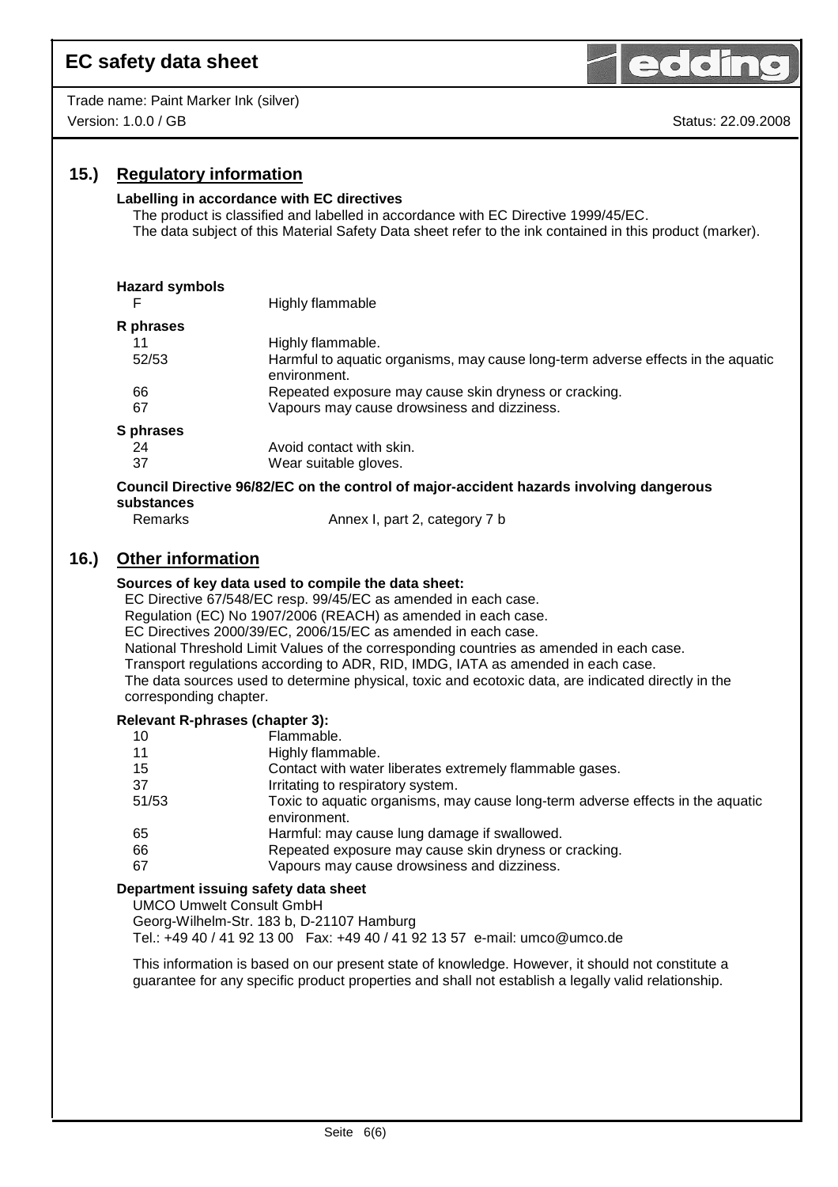## 15.) Regulatory information

**Labelling in accordance with EC directives**

The product is classified and labelled in accordance with EC Directive 1999/45/EC.
The data subject of this Material Safety Data sheet refer to the ink contained in this product (marker).

**Hazard symbols**

| | |
|---|---|
| F | Highly flammable |

**R phrases**

| | |
|---|---|
| 11 | Highly flammable. |
| 52/53 | Harmful to aquatic organisms, may cause long-term adverse effects in the aquatic environment. |
| 66 | Repeated exposure may cause skin dryness or cracking. |
| 67 | Vapours may cause drowsiness and dizziness. |

**S phrases**

| | |
|---|---|
| 24 | Avoid contact with skin. |
| 37 | Wear suitable gloves. |

**Council Directive 96/82/EC on the control of major-accident hazards involving dangerous substances**

| | |
|---|---|
| Remarks | Annex I, part 2, category 7 b |

## 16.) Other information

**Sources of key data used to compile the data sheet:**

EC Directive 67/548/EC resp. 99/45/EC as amended in each case.
Regulation (EC) No 1907/2006 (REACH) as amended in each case.
EC Directives 2000/39/EC, 2006/15/EC as amended in each case.
National Threshold Limit Values of the corresponding countries as amended in each case.
Transport regulations according to ADR, RID, IMDG, IATA as amended in each case.
The data sources used to determine physical, toxic and ecotoxic data, are indicated directly in the corresponding chapter.

**Relevant R-phrases (chapter 3):**

| | |
|---|---|
| 10 | Flammable. |
| 11 | Highly flammable. |
| 15 | Contact with water liberates extremely flammable gases. |
| 37 | Irritating to respiratory system. |
| 51/53 | Toxic to aquatic organisms, may cause long-term adverse effects in the aquatic environment. |
| 65 | Harmful: may cause lung damage if swallowed. |
| 66 | Repeated exposure may cause skin dryness or cracking. |
| 67 | Vapours may cause drowsiness and dizziness. |

**Department issuing safety data sheet**

UMCO Umwelt Consult GmbH
Georg-Wilhelm-Str. 183 b, D-21107 Hamburg
Tel.: +49 40 / 41 92 13 00 Fax: +49 40 / 41 92 13 57 e-mail: umco@umco.de

This information is based on our present state of knowledge. However, it should not constitute a guarantee for any specific product properties and shall not establish a legally valid relationship.